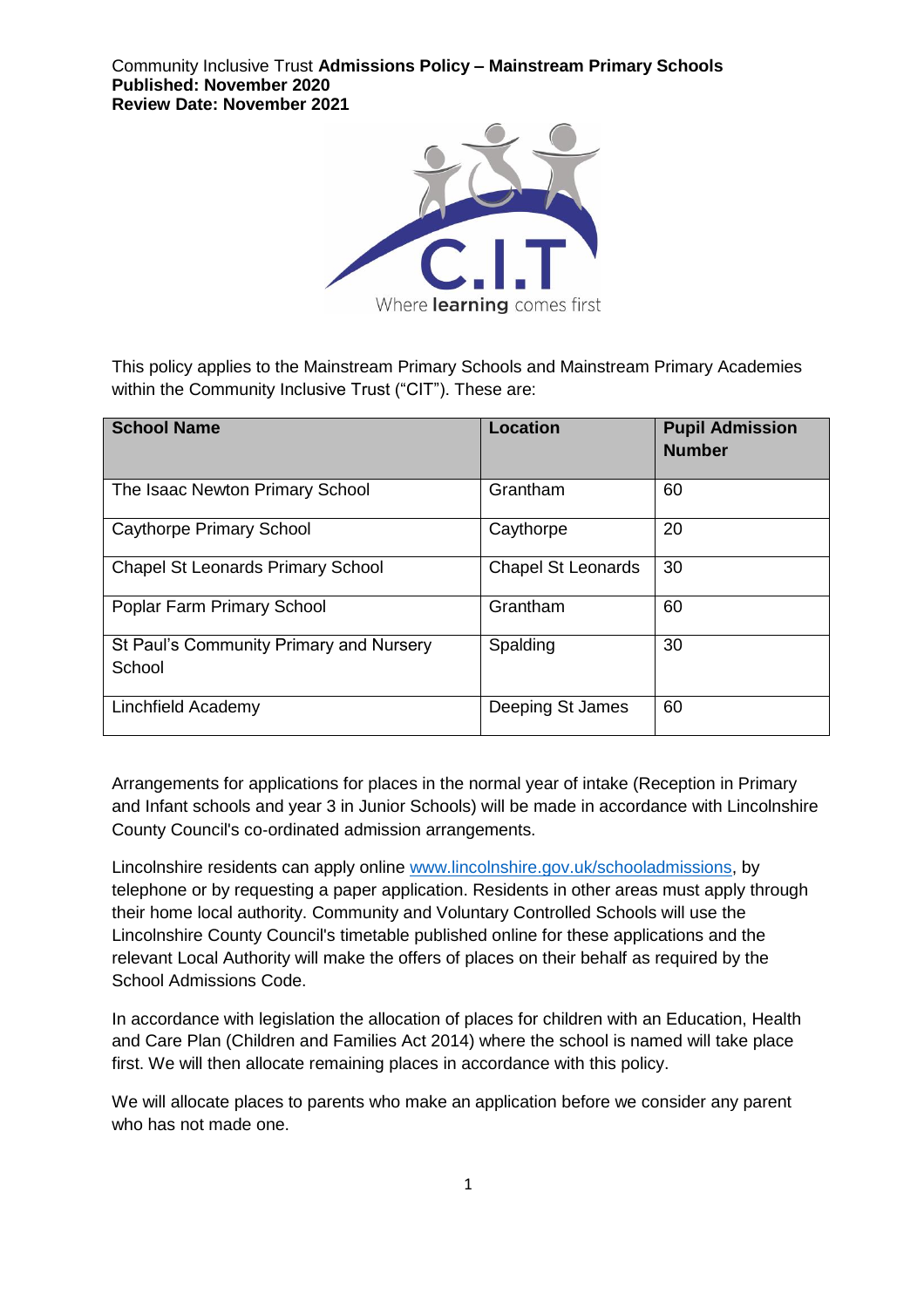Community Inclusive Trust **Admissions Policy – Mainstream Primary Schools**
**Published: November 2020**
**Review Date: November 2021**

This policy applies to the Mainstream Primary Schools and Mainstream Primary Academies within the Community Inclusive Trust ("CIT"). These are:

| School Name | Location | Pupil Admission Number |
|---|---|---|
| The Isaac Newton Primary School | Grantham | 60 |
| Caythorpe Primary School | Caythorpe | 20 |
| Chapel St Leonards Primary School | Chapel St Leonards | 30 |
| Poplar Farm Primary School | Grantham | 60 |
| St Paul's Community Primary and Nursery School | Spalding | 30 |
| Linchfield Academy | Deeping St James | 60 |

Arrangements for applications for places in the normal year of intake (Reception in Primary and Infant schools and year 3 in Junior Schools) will be made in accordance with Lincolnshire County Council's co-ordinated admission arrangements.

Lincolnshire residents can apply online www.lincolnshire.gov.uk/schooladmissions, by telephone or by requesting a paper application. Residents in other areas must apply through their home local authority. Community and Voluntary Controlled Schools will use the Lincolnshire County Council's timetable published online for these applications and the relevant Local Authority will make the offers of places on their behalf as required by the School Admissions Code.

In accordance with legislation the allocation of places for children with an Education, Health and Care Plan (Children and Families Act 2014) where the school is named will take place first. We will then allocate remaining places in accordance with this policy.

We will allocate places to parents who make an application before we consider any parent who has not made one.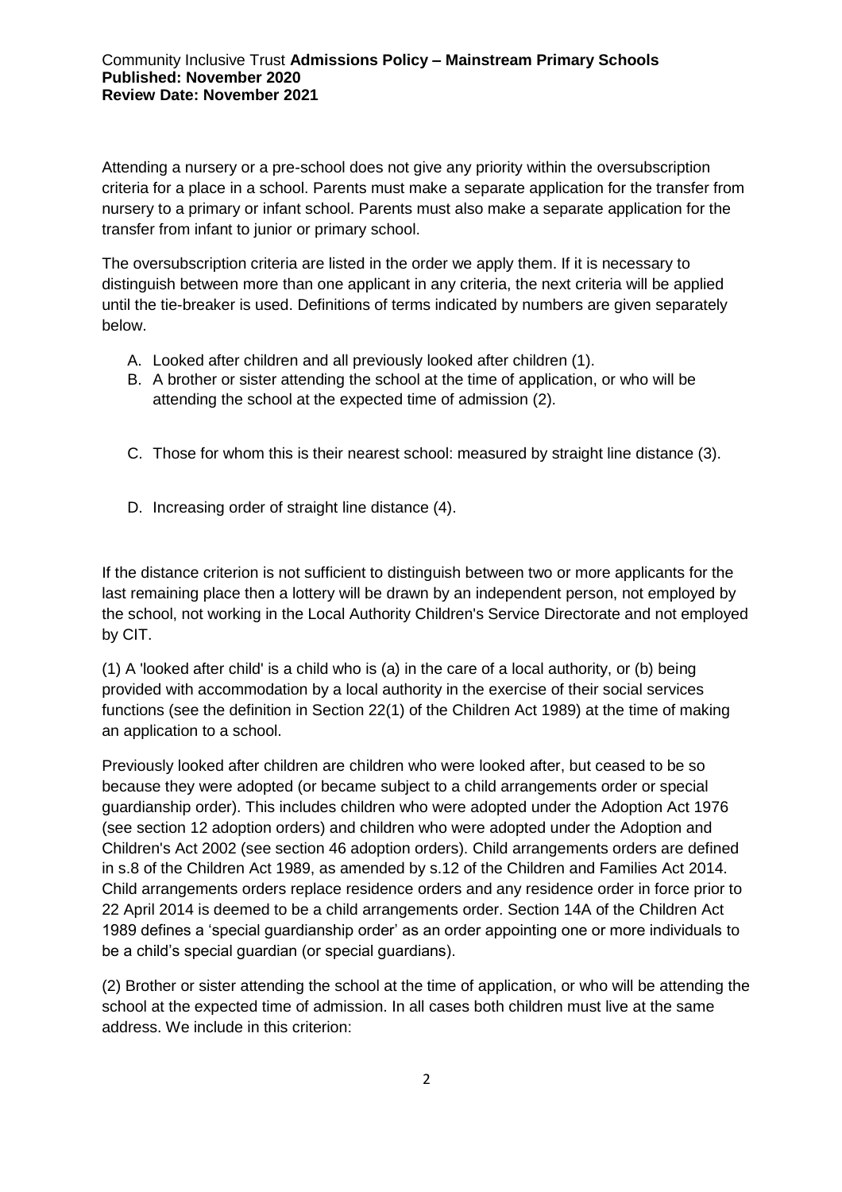Attending a nursery or a pre-school does not give any priority within the oversubscription criteria for a place in a school. Parents must make a separate application for the transfer from nursery to a primary or infant school. Parents must also make a separate application for the transfer from infant to junior or primary school.

The oversubscription criteria are listed in the order we apply them. If it is necessary to distinguish between more than one applicant in any criteria, the next criteria will be applied until the tie-breaker is used. Definitions of terms indicated by numbers are given separately below.

A. Looked after children and all previously looked after children (1).
B. A brother or sister attending the school at the time of application, or who will be attending the school at the expected time of admission (2).
C. Those for whom this is their nearest school: measured by straight line distance (3).
D. Increasing order of straight line distance (4).

If the distance criterion is not sufficient to distinguish between two or more applicants for the last remaining place then a lottery will be drawn by an independent person, not employed by the school, not working in the Local Authority Children's Service Directorate and not employed by CIT.

(1) A 'looked after child' is a child who is (a) in the care of a local authority, or (b) being provided with accommodation by a local authority in the exercise of their social services functions (see the definition in Section 22(1) of the Children Act 1989) at the time of making an application to a school.

Previously looked after children are children who were looked after, but ceased to be so because they were adopted (or became subject to a child arrangements order or special guardianship order). This includes children who were adopted under the Adoption Act 1976 (see section 12 adoption orders) and children who were adopted under the Adoption and Children's Act 2002 (see section 46 adoption orders). Child arrangements orders are defined in s.8 of the Children Act 1989, as amended by s.12 of the Children and Families Act 2014. Child arrangements orders replace residence orders and any residence order in force prior to 22 April 2014 is deemed to be a child arrangements order. Section 14A of the Children Act 1989 defines a 'special guardianship order' as an order appointing one or more individuals to be a child's special guardian (or special guardians).

(2) Brother or sister attending the school at the time of application, or who will be attending the school at the expected time of admission. In all cases both children must live at the same address. We include in this criterion: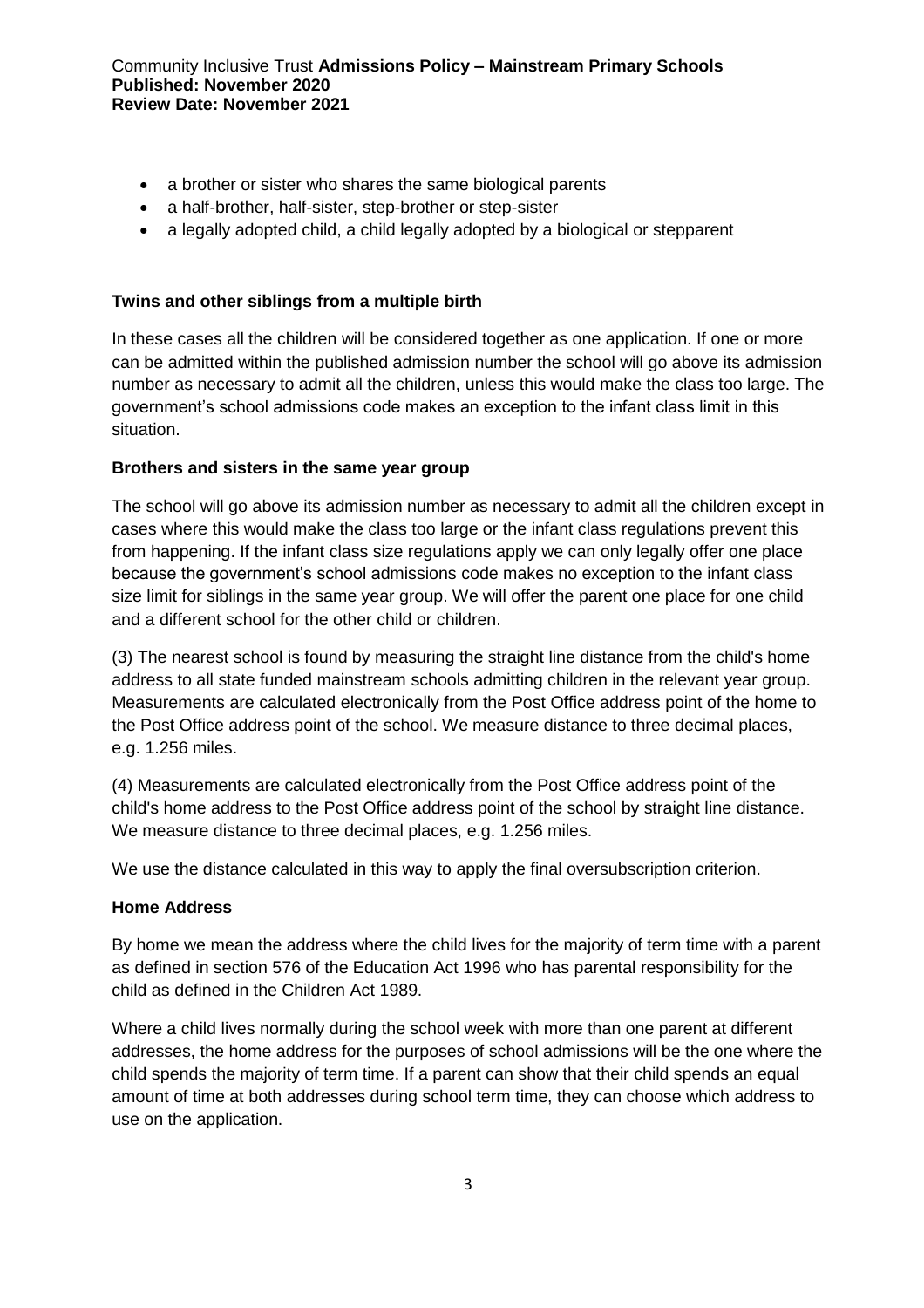- a brother or sister who shares the same biological parents
- a half-brother, half-sister, step-brother or step-sister
- a legally adopted child, a child legally adopted by a biological or stepparent

**Twins and other siblings from a multiple birth**

In these cases all the children will be considered together as one application. If one or more can be admitted within the published admission number the school will go above its admission number as necessary to admit all the children, unless this would make the class too large. The government's school admissions code makes an exception to the infant class limit in this situation.

**Brothers and sisters in the same year group**

The school will go above its admission number as necessary to admit all the children except in cases where this would make the class too large or the infant class regulations prevent this from happening. If the infant class size regulations apply we can only legally offer one place because the government's school admissions code makes no exception to the infant class size limit for siblings in the same year group. We will offer the parent one place for one child and a different school for the other child or children.

(3) The nearest school is found by measuring the straight line distance from the child's home address to all state funded mainstream schools admitting children in the relevant year group. Measurements are calculated electronically from the Post Office address point of the home to the Post Office address point of the school. We measure distance to three decimal places, e.g. 1.256 miles.

(4) Measurements are calculated electronically from the Post Office address point of the child's home address to the Post Office address point of the school by straight line distance. We measure distance to three decimal places, e.g. 1.256 miles.

We use the distance calculated in this way to apply the final oversubscription criterion.

**Home Address**

By home we mean the address where the child lives for the majority of term time with a parent as defined in section 576 of the Education Act 1996 who has parental responsibility for the child as defined in the Children Act 1989.

Where a child lives normally during the school week with more than one parent at different addresses, the home address for the purposes of school admissions will be the one where the child spends the majority of term time. If a parent can show that their child spends an equal amount of time at both addresses during school term time, they can choose which address to use on the application.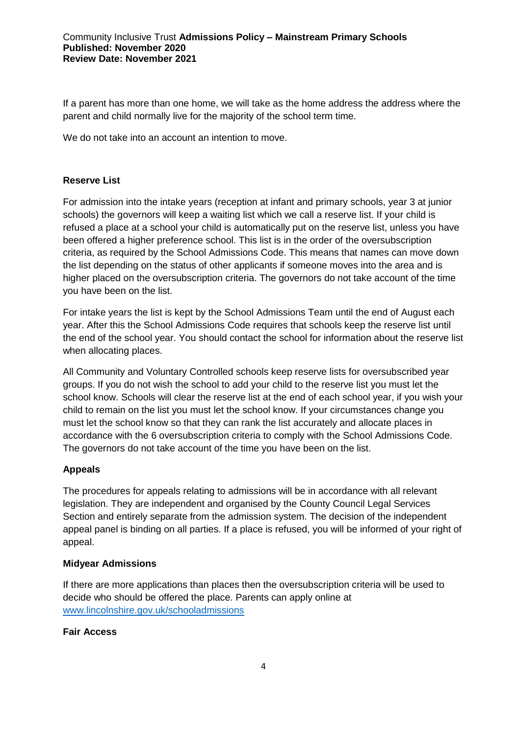If a parent has more than one home, we will take as the home address the address where the parent and child normally live for the majority of the school term time.

We do not take into an account an intention to move.

**Reserve List**

For admission into the intake years (reception at infant and primary schools, year 3 at junior schools) the governors will keep a waiting list which we call a reserve list. If your child is refused a place at a school your child is automatically put on the reserve list, unless you have been offered a higher preference school. This list is in the order of the oversubscription criteria, as required by the School Admissions Code. This means that names can move down the list depending on the status of other applicants if someone moves into the area and is higher placed on the oversubscription criteria. The governors do not take account of the time you have been on the list.

For intake years the list is kept by the School Admissions Team until the end of August each year. After this the School Admissions Code requires that schools keep the reserve list until the end of the school year. You should contact the school for information about the reserve list when allocating places.

All Community and Voluntary Controlled schools keep reserve lists for oversubscribed year groups. If you do not wish the school to add your child to the reserve list you must let the school know. Schools will clear the reserve list at the end of each school year, if you wish your child to remain on the list you must let the school know. If your circumstances change you must let the school know so that they can rank the list accurately and allocate places in accordance with the 6 oversubscription criteria to comply with the School Admissions Code. The governors do not take account of the time you have been on the list.

**Appeals**

The procedures for appeals relating to admissions will be in accordance with all relevant legislation. They are independent and organised by the County Council Legal Services Section and entirely separate from the admission system. The decision of the independent appeal panel is binding on all parties. If a place is refused, you will be informed of your right of appeal.

**Midyear Admissions**

If there are more applications than places then the oversubscription criteria will be used to decide who should be offered the place. Parents can apply online at [www.lincolnshire.gov.uk/schooladmissions](www.lincolnshire.gov.uk/schooladmissions)

**Fair Access**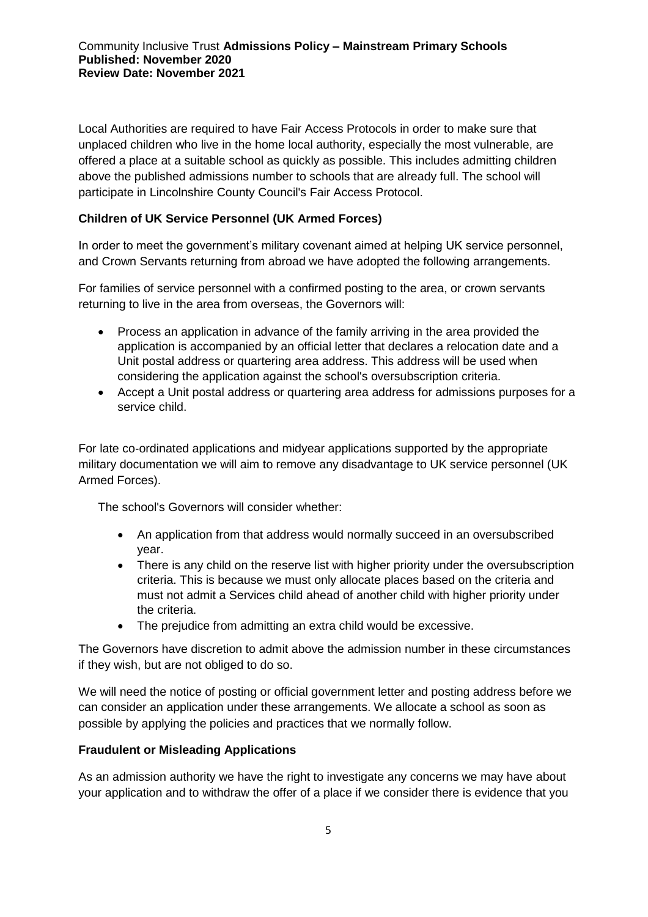Local Authorities are required to have Fair Access Protocols in order to make sure that unplaced children who live in the home local authority, especially the most vulnerable, are offered a place at a suitable school as quickly as possible. This includes admitting children above the published admissions number to schools that are already full. The school will participate in Lincolnshire County Council's Fair Access Protocol.

**Children of UK Service Personnel (UK Armed Forces)**

In order to meet the government's military covenant aimed at helping UK service personnel, and Crown Servants returning from abroad we have adopted the following arrangements.

For families of service personnel with a confirmed posting to the area, or crown servants returning to live in the area from overseas, the Governors will:

- Process an application in advance of the family arriving in the area provided the application is accompanied by an official letter that declares a relocation date and a Unit postal address or quartering area address. This address will be used when considering the application against the school's oversubscription criteria.
- Accept a Unit postal address or quartering area address for admissions purposes for a service child.

For late co-ordinated applications and midyear applications supported by the appropriate military documentation we will aim to remove any disadvantage to UK service personnel (UK Armed Forces).

The school's Governors will consider whether:

- An application from that address would normally succeed in an oversubscribed year.
- There is any child on the reserve list with higher priority under the oversubscription criteria. This is because we must only allocate places based on the criteria and must not admit a Services child ahead of another child with higher priority under the criteria.
- The prejudice from admitting an extra child would be excessive.

The Governors have discretion to admit above the admission number in these circumstances if they wish, but are not obliged to do so.

We will need the notice of posting or official government letter and posting address before we can consider an application under these arrangements. We allocate a school as soon as possible by applying the policies and practices that we normally follow.

**Fraudulent or Misleading Applications**

As an admission authority we have the right to investigate any concerns we may have about your application and to withdraw the offer of a place if we consider there is evidence that you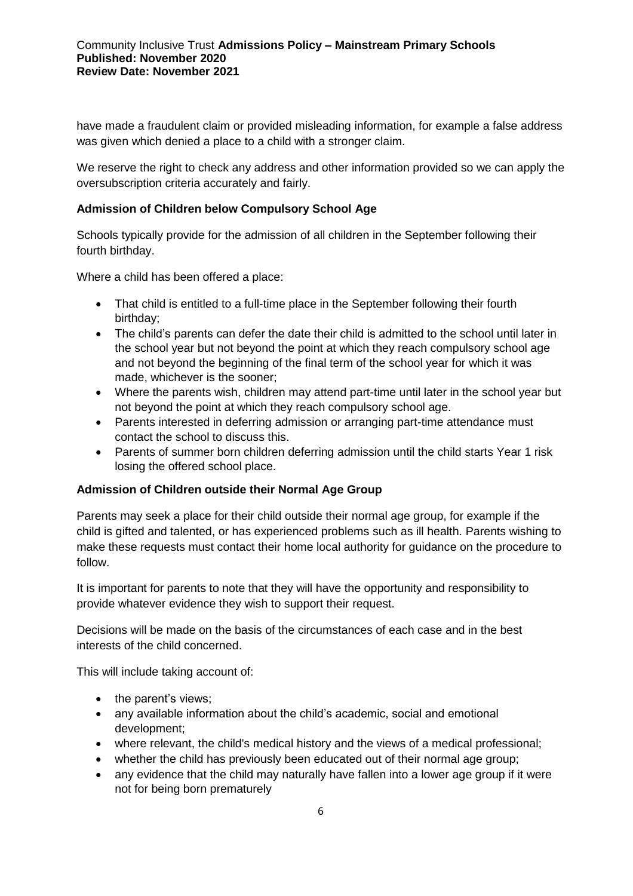have made a fraudulent claim or provided misleading information, for example a false address was given which denied a place to a child with a stronger claim.

We reserve the right to check any address and other information provided so we can apply the oversubscription criteria accurately and fairly.

**Admission of Children below Compulsory School Age**

Schools typically provide for the admission of all children in the September following their fourth birthday.

Where a child has been offered a place:

- That child is entitled to a full-time place in the September following their fourth birthday;
- The child's parents can defer the date their child is admitted to the school until later in the school year but not beyond the point at which they reach compulsory school age and not beyond the beginning of the final term of the school year for which it was made, whichever is the sooner;
- Where the parents wish, children may attend part-time until later in the school year but not beyond the point at which they reach compulsory school age.
- Parents interested in deferring admission or arranging part-time attendance must contact the school to discuss this.
- Parents of summer born children deferring admission until the child starts Year 1 risk losing the offered school place.

**Admission of Children outside their Normal Age Group**

Parents may seek a place for their child outside their normal age group, for example if the child is gifted and talented, or has experienced problems such as ill health. Parents wishing to make these requests must contact their home local authority for guidance on the procedure to follow.

It is important for parents to note that they will have the opportunity and responsibility to provide whatever evidence they wish to support their request.

Decisions will be made on the basis of the circumstances of each case and in the best interests of the child concerned.

This will include taking account of:

- the parent's views;
- any available information about the child's academic, social and emotional development;
- where relevant, the child's medical history and the views of a medical professional;
- whether the child has previously been educated out of their normal age group;
- any evidence that the child may naturally have fallen into a lower age group if it were not for being born prematurely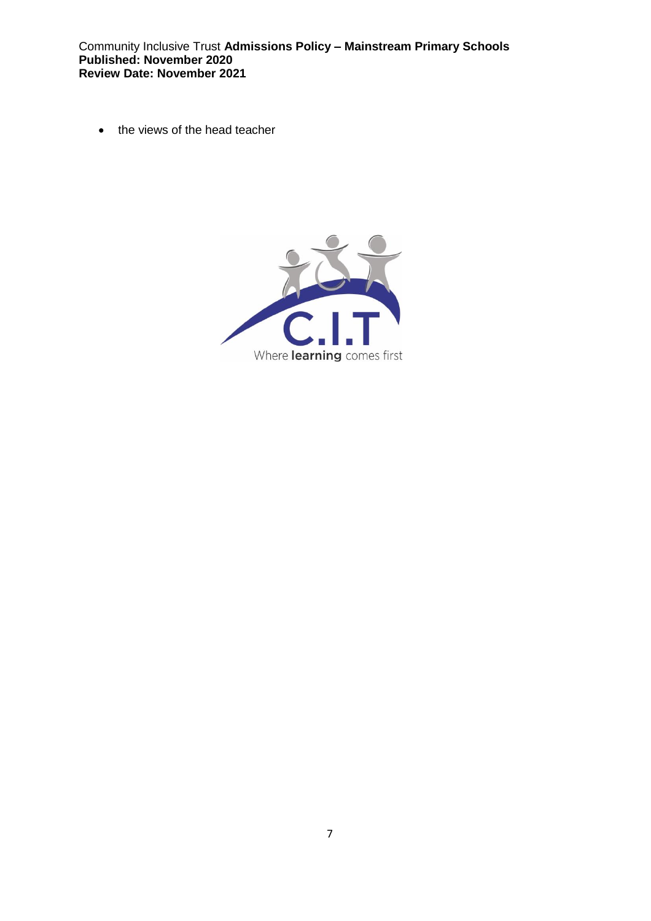- the views of the head teacher